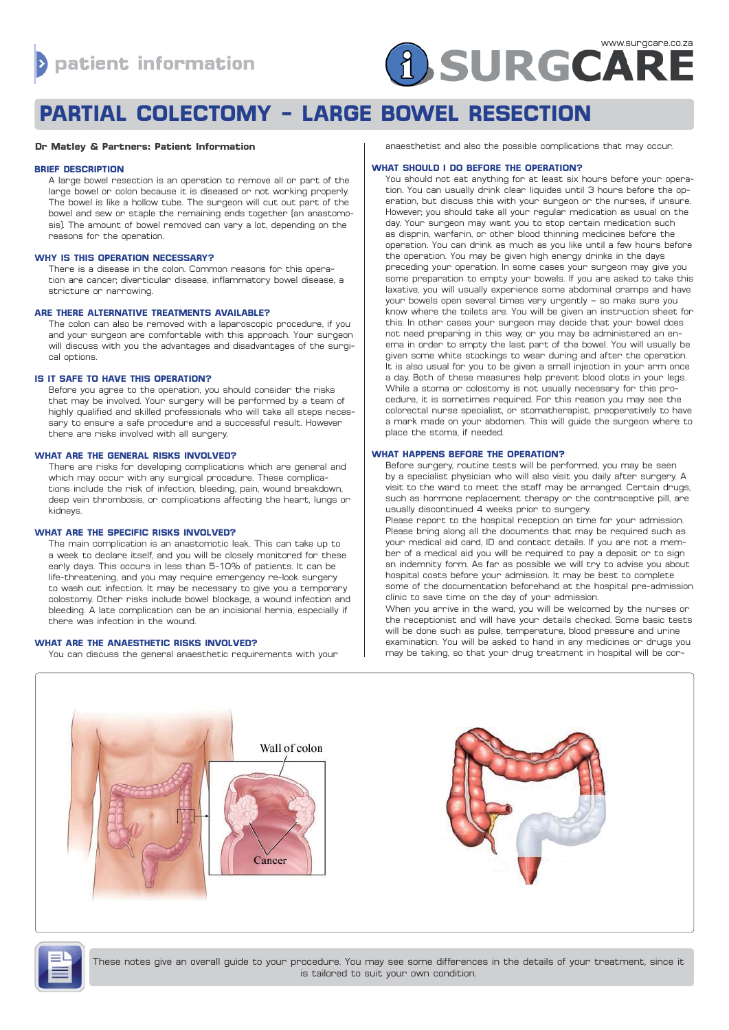patient information

www.surgcare.co.za

SURGCARE

# PARTIAL COLECTOMY - LARGE BOWEL RESECTION

**Dr Matley & Partners: Patient Information**

## BRIEF DESCRIPTION

A large bowel resection is an operation to remove all or part of the large bowel or colon because it is diseased or not working properly. The bowel is like a hollow tube. The surgeon will cut out part of the bowel and sew or staple the remaining ends together (an anastomosis). The amount of bowel removed can vary a lot, depending on the reasons for the operation.

## WHY IS THIS OPERATION NECESSARY?

There is a disease in the colon. Common reasons for this operation are cancer, diverticular disease, inflammatory bowel disease, a stricture or narrowing.

## ARE THERE ALTERNATIVE TREATMENTS AVAILABLE?

The colon can also be removed with a laparoscopic procedure, if you and your surgeon are comfortable with this approach. Your surgeon will discuss with you the advantages and disadvantages of the surgical options.

## IS IT SAFE TO HAVE THIS OPERATION?

Before you agree to the operation, you should consider the risks that may be involved. Your surgery will be performed by a team of highly qualified and skilled professionals who will take all steps necessary to ensure a safe procedure and a successful result. However there are risks involved with all surgery.

## WHAT ARE THE GENERAL RISKS INVOLVED?

There are risks for developing complications which are general and which may occur with any surgical procedure. These complications include the risk of infection, bleeding, pain, wound breakdown, deep vein thrombosis, or complications affecting the heart, lungs or kidneys.

## WHAT ARE THE SPECIFIC RISKS INVOLVED?

The main complication is an anastomotic leak. This can take up to a week to declare itself, and you will be closely monitored for these early days. This occurs in less than 5-10% of patients. It can be life-threatening, and you may require emergency re-look surgery to wash out infection. It may be necessary to give you a temporary colostomy. Other risks include bowel blockage, a wound infection and bleeding. A late complication can be an incisional hernia, especially if there was infection in the wound.

## WHAT ARE THE ANAESTHETIC RISKS INVOLVED?

You can discuss the general anaesthetic requirements with your anaesthetist and also the possible complications that may occur.

## WHAT SHOULD I DO BEFORE THE OPERATION?

You should not eat anything for at least six hours before your operation. You can usually drink clear liquides until 3 hours before the operation, but discuss this with your surgeon or the nurses, if unsure. However, you should take all your regular medication as usual on the day. Your surgeon may want you to stop certain medication such as disprin, warfarin, or other blood thinning medicines before the operation. You can drink as much as you like until a few hours before the operation. You may be given high energy drinks in the days preceding your operation. In some cases your surgeon may give you some preparation to empty your bowels. If you are asked to take this laxative, you will usually experience some abdominal cramps and have your bowels open several times very urgently – so make sure you know where the toilets are. You will be given an instruction sheet for this. In other cases your surgeon may decide that your bowel does not need preparing in this way, or you may be administered an enema in order to empty the last part of the bowel. You will usually be given some white stockings to wear during and after the operation. It is also usual for you to be given a small injection in your arm once a day. Both of these measures help prevent blood clots in your legs. While a stoma or colostomy is not usually necessary for this procedure, it is sometimes required. For this reason you may see the colorectal nurse specialist, or stomatherapist, preoperatively to have a mark made on your abdomen. This will guide the surgeon where to place the stoma, if needed.

## WHAT HAPPENS BEFORE THE OPERATION?

Before surgery, routine tests will be performed, you may be seen by a specialist physician who will also visit you daily after surgery. A visit to the ward to meet the staff may be arranged. Certain drugs, such as hormone replacement therapy or the contraceptive pill, are usually discontinued 4 weeks prior to surgery.

Please report to the hospital reception on time for your admission. Please bring along all the documents that may be required such as your medical aid card, ID and contact details. If you are not a member of a medical aid you will be required to pay a deposit or to sign an indemnity form. As far as possible we will try to advise you about hospital costs before your admission. It may be best to complete some of the documentation beforehand at the hospital pre-admission clinic to save time on the day of your admission.

When you arrive in the ward, you will be welcomed by the nurses or the receptionist and will have your details checked. Some basic tests will be done such as pulse, temperature, blood pressure and urine examination. You will be asked to hand in any medicines or drugs you may be taking, so that your drug treatment in hospital will be cor-

Wall of colon

Cancer

These notes give an overall guide to your procedure. You may see some differences in the details of your treatment, since it is tailored to suit your own condition.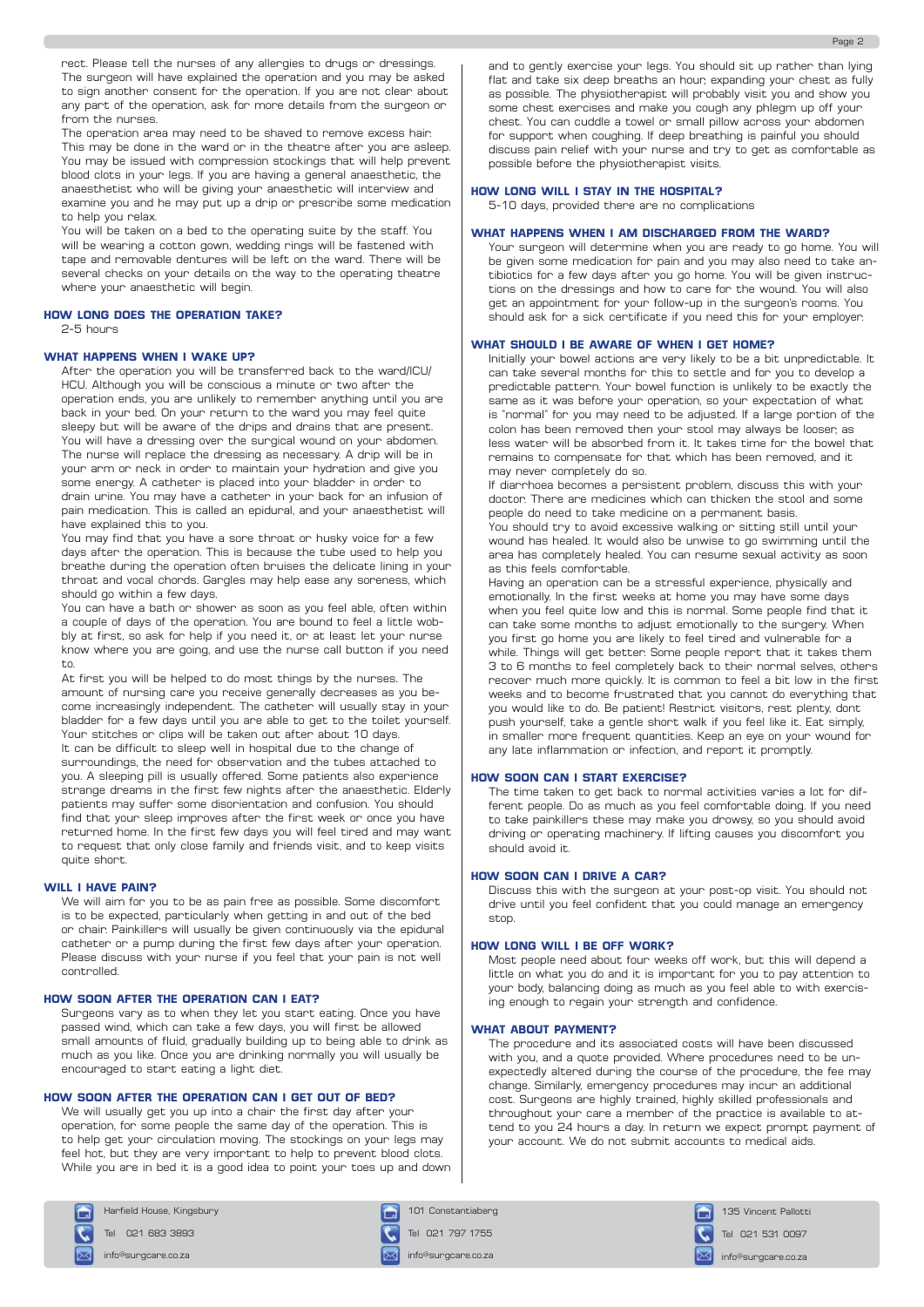rect. Please tell the nurses of any allergies to drugs or dressings. The surgeon will have explained the operation and you may be asked to sign another consent for the operation. If you are not clear about any part of the operation, ask for more details from the surgeon or from the nurses.

The operation area may need to be shaved to remove excess hair. This may be done in the ward or in the theatre after you are asleep. You may be issued with compression stockings that will help prevent blood clots in your legs. If you are having a general anaesthetic, the anaesthetist who will be giving your anaesthetic will interview and examine you and he may put up a drip or prescribe some medication to help you relax.

You will be taken on a bed to the operating suite by the staff. You will be wearing a cotton gown, wedding rings will be fastened with tape and removable dentures will be left on the ward. There will be several checks on your details on the way to the operating theatre where your anaesthetic will begin.

## HOW LONG DOES THE OPERATION TAKE?

2-5 hours

## WHAT HAPPENS WHEN I WAKE UP?

After the operation you will be transferred back to the ward/ICU/ HCU. Although you will be conscious a minute or two after the operation ends, you are unlikely to remember anything until you are back in your bed. On your return to the ward you may feel quite sleepy but will be aware of the drips and drains that are present. You will have a dressing over the surgical wound on your abdomen. The nurse will replace the dressing as necessary. A drip will be in your arm or neck in order to maintain your hydration and give you some energy. A catheter is placed into your bladder in order to drain urine. You may have a catheter in your back for an infusion of pain medication. This is called an epidural, and your anaesthetist will have explained this to you.

You may find that you have a sore throat or husky voice for a few days after the operation. This is because the tube used to help you breathe during the operation often bruises the delicate lining in your throat and vocal chords. Gargles may help ease any soreness, which should go within a few days.

You can have a bath or shower as soon as you feel able, often within a couple of days of the operation. You are bound to feel a little wobbly at first, so ask for help if you need it, or at least let your nurse know where you are going, and use the nurse call button if you need to.

At first you will be helped to do most things by the nurses. The amount of nursing care you receive generally decreases as you become increasingly independent. The catheter will usually stay in your bladder for a few days until you are able to get to the toilet yourself. Your stitches or clips will be taken out after about 10 days.

It can be difficult to sleep well in hospital due to the change of surroundings, the need for observation and the tubes attached to you. A sleeping pill is usually offered. Some patients also experience strange dreams in the first few nights after the anaesthetic. Elderly patients may suffer some disorientation and confusion. You should find that your sleep improves after the first week or once you have returned home. In the first few days you will feel tired and may want to request that only close family and friends visit, and to keep visits quite short.

## WILL I HAVE PAIN?

We will aim for you to be as pain free as possible. Some discomfort is to be expected, particularly when getting in and out of the bed or chair. Painkillers will usually be given continuously via the epidural catheter or a pump during the first few days after your operation. Please discuss with your nurse if you feel that your pain is not well controlled.

## HOW SOON AFTER THE OPERATION CAN I EAT?

Surgeons vary as to when they let you start eating. Once you have passed wind, which can take a few days, you will first be allowed small amounts of fluid, gradually building up to being able to drink as much as you like. Once you are drinking normally you will usually be encouraged to start eating a light diet.

## HOW SOON AFTER THE OPERATION CAN I GET OUT OF BED?

We will usually get you up into a chair the first day after your operation, for some people the same day of the operation. This is to help get your circulation moving. The stockings on your legs may feel hot, but they are very important to help to prevent blood clots. While you are in bed it is a good idea to point your toes up and down and to gently exercise your legs. You should sit up rather than lying flat and take six deep breaths an hour, expanding your chest as fully as possible. The physiotherapist will probably visit you and show you some chest exercises and make you cough any phlegm up off your chest. You can cuddle a towel or small pillow across your abdomen for support when coughing. If deep breathing is painful you should discuss pain relief with your nurse and try to get as comfortable as possible before the physiotherapist visits.

## HOW LONG WILL I STAY IN THE HOSPITAL?

5-10 days, provided there are no complications

## WHAT HAPPENS WHEN I AM DISCHARGED FROM THE WARD?

Your surgeon will determine when you are ready to go home. You will be given some medication for pain and you may also need to take antibiotics for a few days after you go home. You will be given instructions on the dressings and how to care for the wound. You will also get an appointment for your follow-up in the surgeon's rooms. You should ask for a sick certificate if you need this for your employer.

## WHAT SHOULD I BE AWARE OF WHEN I GET HOME?

Initially your bowel actions are very likely to be a bit unpredictable. It can take several months for this to settle and for you to develop a predictable pattern. Your bowel function is unlikely to be exactly the same as it was before your operation, so your expectation of what is "normal" for you may need to be adjusted. If a large portion of the colon has been removed then your stool may always be looser, as less water will be absorbed from it. It takes time for the bowel that remains to compensate for that which has been removed, and it may never completely do so.

If diarrhoea becomes a persistent problem, discuss this with your doctor. There are medicines which can thicken the stool and some people do need to take medicine on a permanent basis.

You should try to avoid excessive walking or sitting still until your wound has healed. It would also be unwise to go swimming until the area has completely healed. You can resume sexual activity as soon as this feels comfortable.

Having an operation can be a stressful experience, physically and emotionally. In the first weeks at home you may have some days when you feel quite low and this is normal. Some people find that it can take some months to adjust emotionally to the surgery. When you first go home you are likely to feel tired and vulnerable for a while. Things will get better. Some people report that it takes them 3 to 6 months to feel completely back to their normal selves, others recover much more quickly. It is common to feel a bit low in the first weeks and to become frustrated that you cannot do everything that you would like to do. Be patient! Restrict visitors, rest plenty, dont push yourself, take a gentle short walk if you feel like it. Eat simply, in smaller more frequent quantities. Keep an eye on your wound for any late inflammation or infection, and report it promptly.

## HOW SOON CAN I START EXERCISE?

The time taken to get back to normal activities varies a lot for different people. Do as much as you feel comfortable doing. If you need to take painkillers these may make you drowsy, so you should avoid driving or operating machinery. If lifting causes you discomfort you should avoid it.

## HOW SOON CAN I DRIVE A CAR?

Discuss this with the surgeon at your post-op visit. You should not drive until you feel confident that you could manage an emergency stop.

## HOW LONG WILL I BE OFF WORK?

Most people need about four weeks off work, but this will depend a little on what you do and it is important for you to pay attention to your body, balancing doing as much as you feel able to with exercising enough to regain your strength and confidence.

## WHAT ABOUT PAYMENT?

The procedure and its associated costs will have been discussed with you, and a quote provided. Where procedures need to be unexpectedly altered during the course of the procedure, the fee may change. Similarly, emergency procedures may incur an additional cost. Surgeons are highly trained, highly skilled professionals and throughout your care a member of the practice is available to attend to you 24 hours a day. In return we expect prompt payment of your account. We do not submit accounts to medical aids.

Harfield House, Kingsbury
Tel 021 683 3893
info@surgcare.co.za

101 Constantiaberg
Tel 021 797 1755
info@surgcare.co.za

135 Vincent Pallotti
Tel 021 531 0097
info@surgcare.co.za